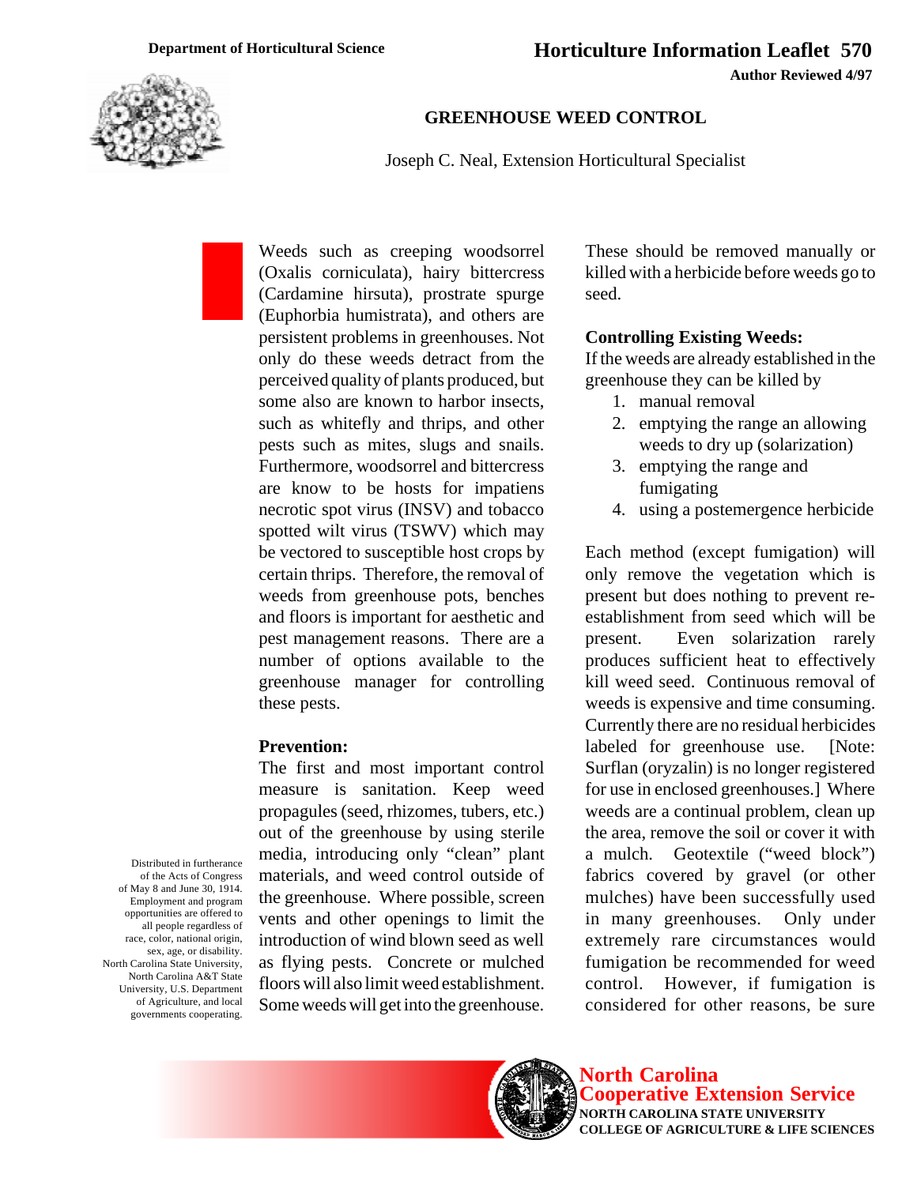Department of Horticultural Science

# Horticulture Information Leaflet 570

**Author Reviewed 4/97**

## GREENHOUSE WEED CONTROL

Joseph C. Neal, Extension Horticultural Specialist

Weeds such as creeping woodsorrel (Oxalis corniculata), hairy bittercress (Cardamine hirsuta), prostrate spurge (Euphorbia humistrata), and others are persistent problems in greenhouses. Not only do these weeds detract from the perceived quality of plants produced, but some also are known to harbor insects, such as whitefly and thrips, and other pests such as mites, slugs and snails. Furthermore, woodsorrel and bittercress are know to be hosts for impatiens necrotic spot virus (INSV) and tobacco spotted wilt virus (TSWV) which may be vectored to susceptible host crops by certain thrips. Therefore, the removal of weeds from greenhouse pots, benches and floors is important for aesthetic and pest management reasons. There are a number of options available to the greenhouse manager for controlling these pests.

**Prevention:**
The first and most important control measure is sanitation. Keep weed propagules (seed, rhizomes, tubers, etc.) out of the greenhouse by using sterile media, introducing only "clean" plant materials, and weed control outside of the greenhouse. Where possible, screen vents and other openings to limit the introduction of wind blown seed as well as flying pests. Concrete or mulched floors will also limit weed establishment. Some weeds will get into the greenhouse. These should be removed manually or killed with a herbicide before weeds go to seed.

**Controlling Existing Weeds:**
If the weeds are already established in the greenhouse they can be killed by

1. manual removal
2. emptying the range an allowing weeds to dry up (solarization)
3. emptying the range and fumigating
4. using a postemergence herbicide

Each method (except fumigation) will only remove the vegetation which is present but does nothing to prevent re-establishment from seed which will be present. Even solarization rarely produces sufficient heat to effectively kill weed seed. Continuous removal of weeds is expensive and time consuming. Currently there are no residual herbicides labeled for greenhouse use. [Note: Surflan (oryzalin) is no longer registered for use in enclosed greenhouses.] Where weeds are a continual problem, clean up the area, remove the soil or cover it with a mulch. Geotextile ("weed block") fabrics covered by gravel (or other mulches) have been successfully used in many greenhouses. Only under extremely rare circumstances would fumigation be recommended for weed control. However, if fumigation is considered for other reasons, be sure

Distributed in furtherance of the Acts of Congress of May 8 and June 30, 1914. Employment and program opportunities are offered to all people regardless of race, color, national origin, sex, age, or disability. North Carolina State University, North Carolina A&T State University, U.S. Department of Agriculture, and local governments cooperating.

North Carolina Cooperative Extension Service
NORTH CAROLINA STATE UNIVERSITY
COLLEGE OF AGRICULTURE & LIFE SCIENCES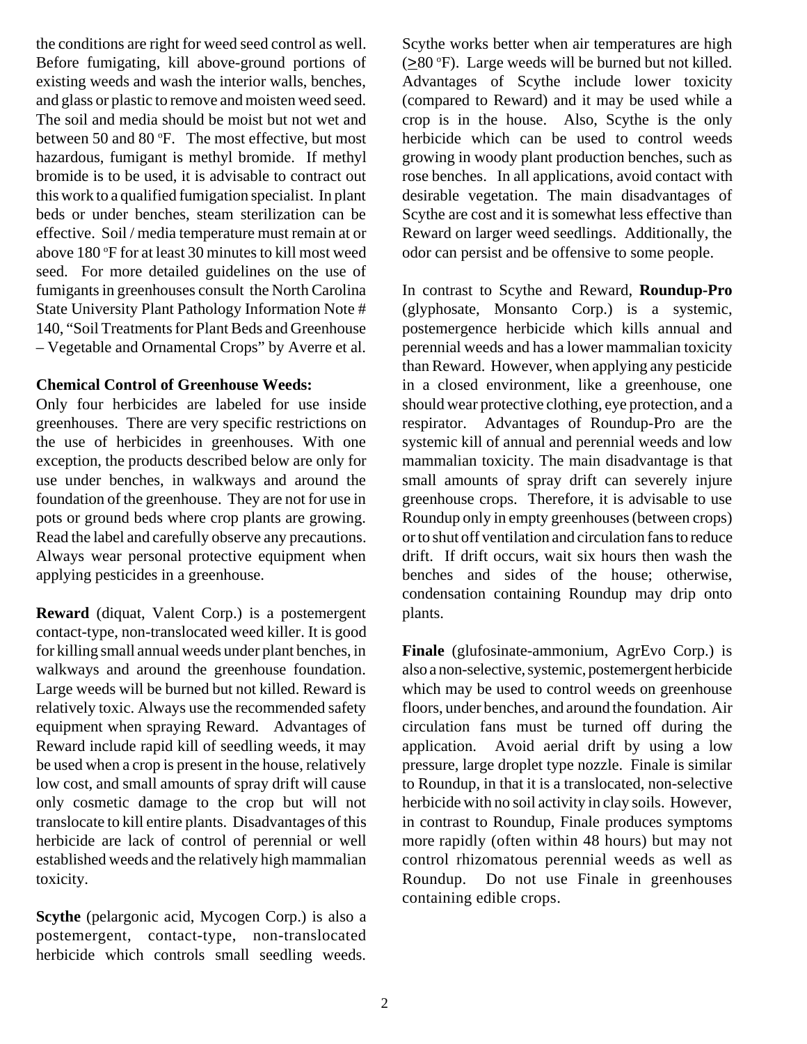the conditions are right for weed seed control as well. Before fumigating, kill above-ground portions of existing weeds and wash the interior walls, benches, and glass or plastic to remove and moisten weed seed. The soil and media should be moist but not wet and between 50 and 80 °F. The most effective, but most hazardous, fumigant is methyl bromide. If methyl bromide is to be used, it is advisable to contract out this work to a qualified fumigation specialist. In plant beds or under benches, steam sterilization can be effective. Soil / media temperature must remain at or above 180 °F for at least 30 minutes to kill most weed seed. For more detailed guidelines on the use of fumigants in greenhouses consult the North Carolina State University Plant Pathology Information Note # 140, "Soil Treatments for Plant Beds and Greenhouse – Vegetable and Ornamental Crops" by Averre et al.

**Chemical Control of Greenhouse Weeds:**

Only four herbicides are labeled for use inside greenhouses. There are very specific restrictions on the use of herbicides in greenhouses. With one exception, the products described below are only for use under benches, in walkways and around the foundation of the greenhouse. They are not for use in pots or ground beds where crop plants are growing. Read the label and carefully observe any precautions. Always wear personal protective equipment when applying pesticides in a greenhouse.

**Reward** (diquat, Valent Corp.) is a postemergent contact-type, non-translocated weed killer. It is good for killing small annual weeds under plant benches, in walkways and around the greenhouse foundation. Large weeds will be burned but not killed. Reward is relatively toxic. Always use the recommended safety equipment when spraying Reward. Advantages of Reward include rapid kill of seedling weeds, it may be used when a crop is present in the house, relatively low cost, and small amounts of spray drift will cause only cosmetic damage to the crop but will not translocate to kill entire plants. Disadvantages of this herbicide are lack of control of perennial or well established weeds and the relatively high mammalian toxicity.

**Scythe** (pelargonic acid, Mycogen Corp.) is also a postemergent, contact-type, non-translocated herbicide which controls small seedling weeds. Scythe works better when air temperatures are high (≥80 °F). Large weeds will be burned but not killed. Advantages of Scythe include lower toxicity (compared to Reward) and it may be used while a crop is in the house. Also, Scythe is the only herbicide which can be used to control weeds growing in woody plant production benches, such as rose benches. In all applications, avoid contact with desirable vegetation. The main disadvantages of Scythe are cost and it is somewhat less effective than Reward on larger weed seedlings. Additionally, the odor can persist and be offensive to some people.

In contrast to Scythe and Reward, **Roundup-Pro** (glyphosate, Monsanto Corp.) is a systemic, postemergence herbicide which kills annual and perennial weeds and has a lower mammalian toxicity than Reward. However, when applying any pesticide in a closed environment, like a greenhouse, one should wear protective clothing, eye protection, and a respirator. Advantages of Roundup-Pro are the systemic kill of annual and perennial weeds and low mammalian toxicity. The main disadvantage is that small amounts of spray drift can severely injure greenhouse crops. Therefore, it is advisable to use Roundup only in empty greenhouses (between crops) or to shut off ventilation and circulation fans to reduce drift. If drift occurs, wait six hours then wash the benches and sides of the house; otherwise, condensation containing Roundup may drip onto plants.

**Finale** (glufosinate-ammonium, AgrEvo Corp.) is also a non-selective, systemic, postemergent herbicide which may be used to control weeds on greenhouse floors, under benches, and around the foundation. Air circulation fans must be turned off during the application. Avoid aerial drift by using a low pressure, large droplet type nozzle. Finale is similar to Roundup, in that it is a translocated, non-selective herbicide with no soil activity in clay soils. However, in contrast to Roundup, Finale produces symptoms more rapidly (often within 48 hours) but may not control rhizomatous perennial weeds as well as Roundup. Do not use Finale in greenhouses containing edible crops.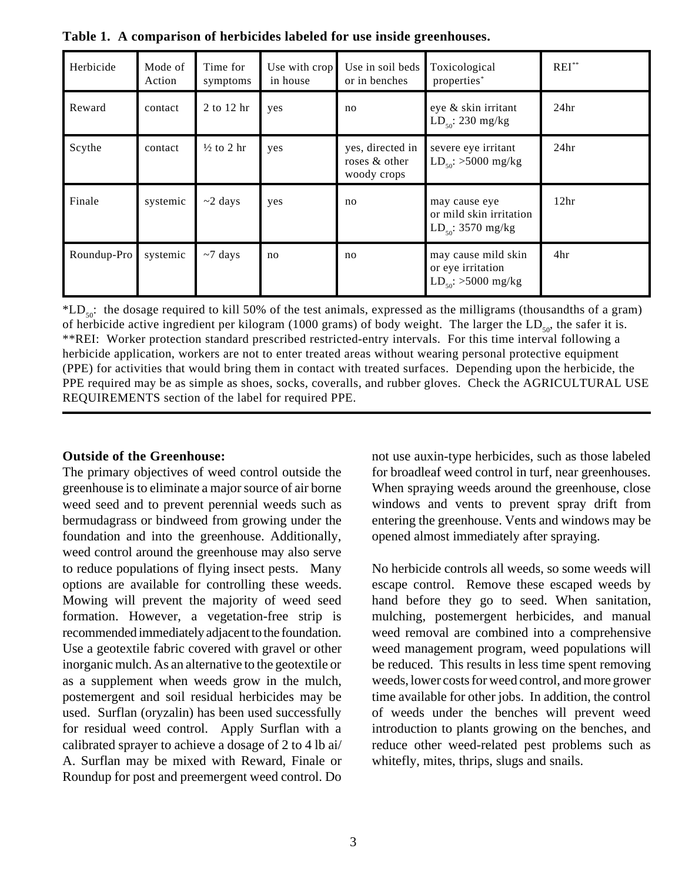**Table 1. A comparison of herbicides labeled for use inside greenhouses.**

| Herbicide | Mode of Action | Time for symptoms | Use with crop in house | Use in soil beds or in benches | Toxicological properties* | REI** |
|---|---|---|---|---|---|---|
| Reward | contact | 2 to 12 hr | yes | no | eye & skin irritant $LD_{50}$: 230 mg/kg | 24hr |
| Scythe | contact | ½ to 2 hr | yes | yes, directed in roses & other woody crops | severe eye irritant $LD_{50}$: >5000 mg/kg | 24hr |
| Finale | systemic | ~2 days | yes | no | may cause eye or mild skin irritation $LD_{50}$: 3570 mg/kg | 12hr |
| Roundup-Pro | systemic | ~7 days | no | no | may cause mild skin or eye irritation $LD_{50}$: >5000 mg/kg | 4hr |

*$LD_{50}$: the dosage required to kill 50% of the test animals, expressed as the milligrams (thousandths of a gram) of herbicide active ingredient per kilogram (1000 grams) of body weight. The larger the $LD_{50}$, the safer it is.
**REI: Worker protection standard prescribed restricted-entry intervals. For this time interval following a herbicide application, workers are not to enter treated areas without wearing personal protective equipment (PPE) for activities that would bring them in contact with treated surfaces. Depending upon the herbicide, the PPE required may be as simple as shoes, socks, coveralls, and rubber gloves. Check the AGRICULTURAL USE REQUIREMENTS section of the label for required PPE.

**Outside of the Greenhouse:**

The primary objectives of weed control outside the greenhouse is to eliminate a major source of air borne weed seed and to prevent perennial weeds such as bermudagrass or bindweed from growing under the foundation and into the greenhouse. Additionally, weed control around the greenhouse may also serve to reduce populations of flying insect pests. Many options are available for controlling these weeds. Mowing will prevent the majority of weed seed formation. However, a vegetation-free strip is recommended immediately adjacent to the foundation. Use a geotextile fabric covered with gravel or other inorganic mulch. As an alternative to the geotextile or as a supplement when weeds grow in the mulch, postemergent and soil residual herbicides may be used. Surflan (oryzalin) has been used successfully for residual weed control. Apply Surflan with a calibrated sprayer to achieve a dosage of 2 to 4 lb ai/A. Surflan may be mixed with Reward, Finale or Roundup for post and preemergent weed control. Do not use auxin-type herbicides, such as those labeled for broadleaf weed control in turf, near greenhouses. When spraying weeds around the greenhouse, close windows and vents to prevent spray drift from entering the greenhouse. Vents and windows may be opened almost immediately after spraying.

No herbicide controls all weeds, so some weeds will escape control. Remove these escaped weeds by hand before they go to seed. When sanitation, mulching, postemergent herbicides, and manual weed removal are combined into a comprehensive weed management program, weed populations will be reduced. This results in less time spent removing weeds, lower costs for weed control, and more grower time available for other jobs. In addition, the control of weeds under the benches will prevent weed introduction to plants growing on the benches, and reduce other weed-related pest problems such as whitefly, mites, thrips, slugs and snails.